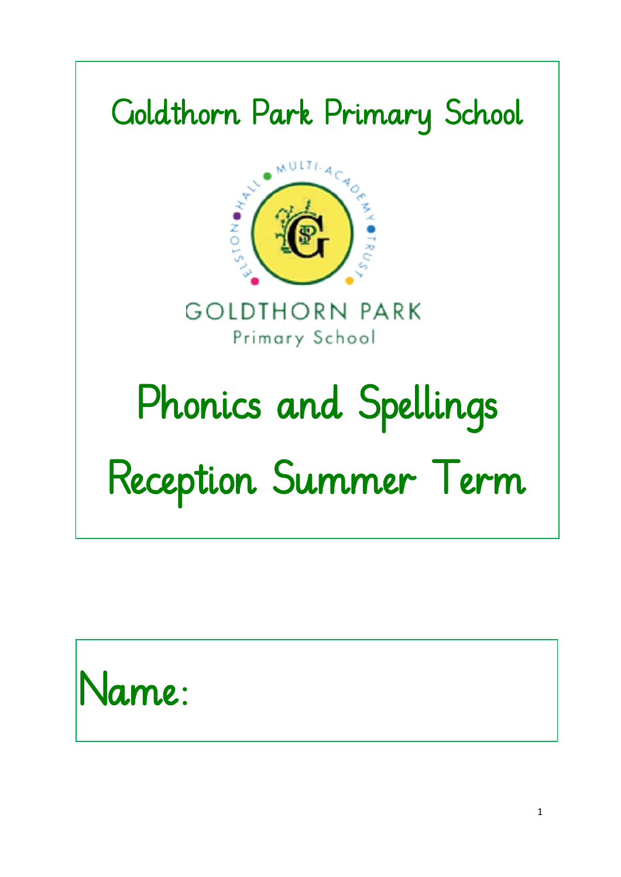# Goldthorn Park Primary School

GOLDTHORN PARK

Primary School

# Phonics and Spellings

# Reception Summer Term

Name: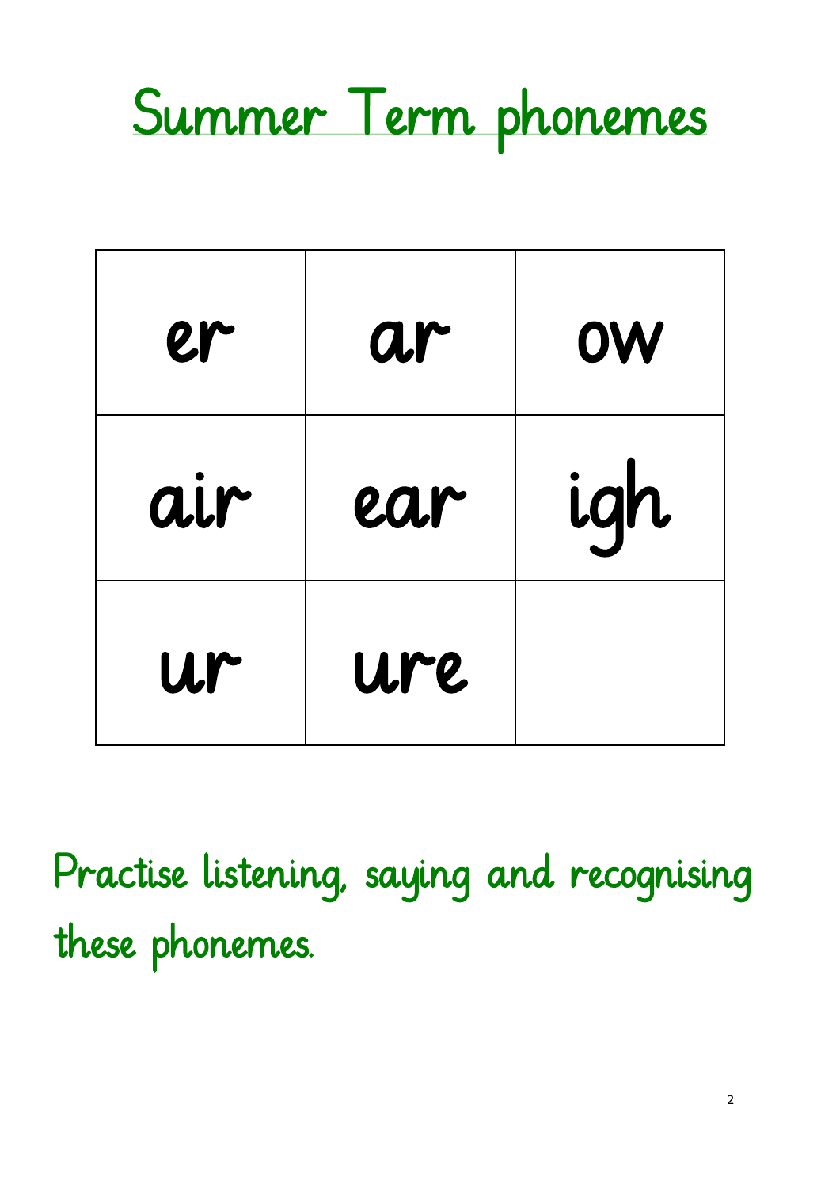# Summer Term phonemes

| er | ar | ow |
| --- | --- | --- |
| air | ear | igh |
| ur | ure | |

Practise listening, saying and recognising these phonemes.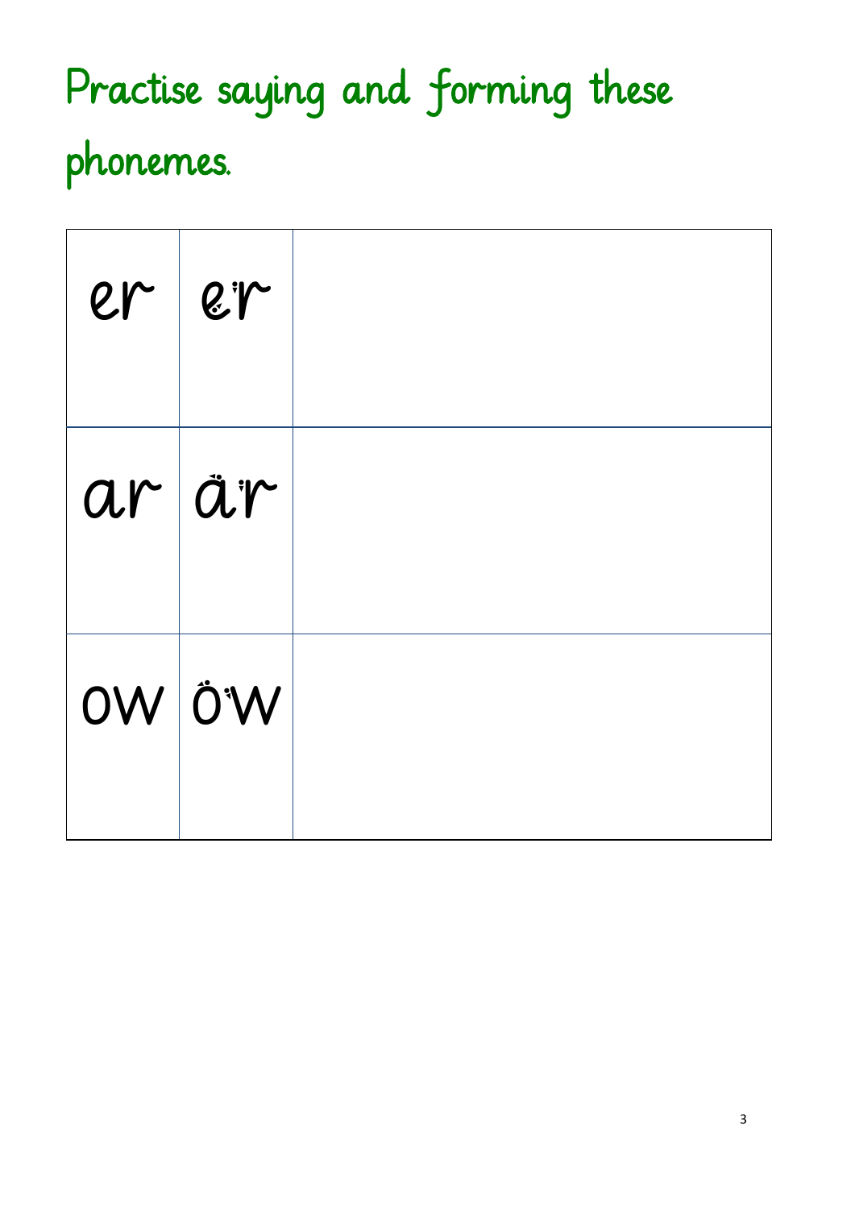# Practise saying and forming these phonemes.

| | | |
|---|---|---|
| er | er | |
| ar | ar | |
| ow | ow | |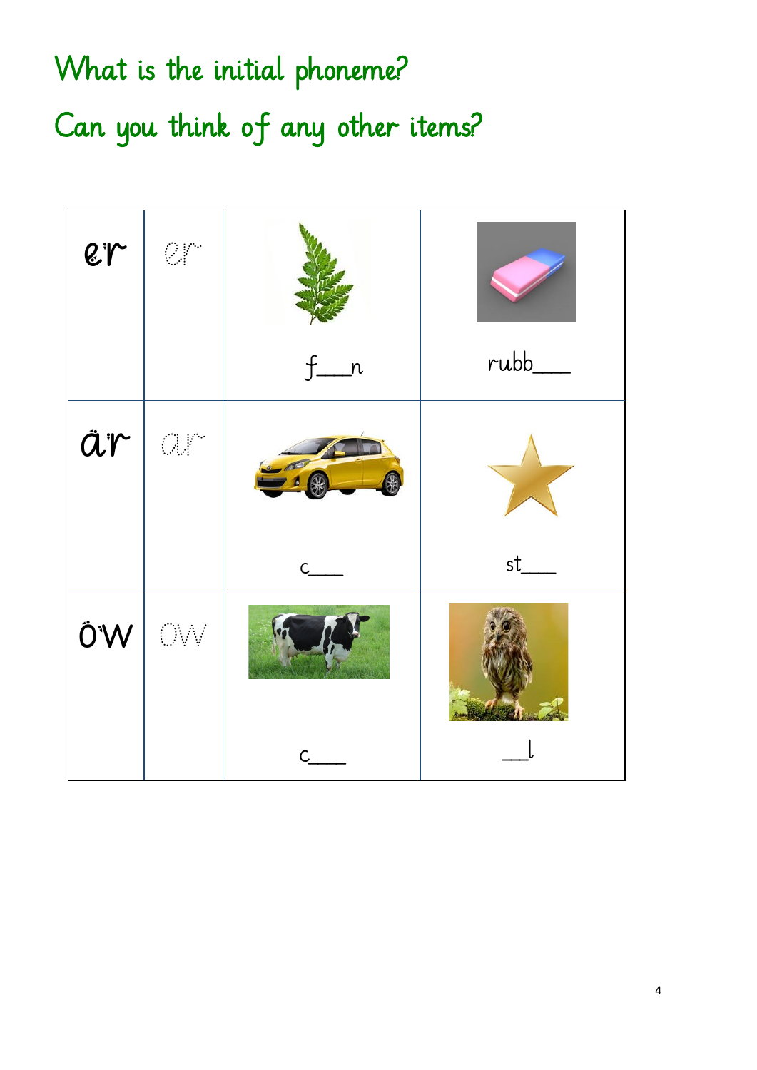# What is the initial phoneme?

# Can you think of any other items?

| | | | |
|---|---|---|---|
| er | er | f___n | rubb___ |
| ar | ar | c___ | st___ |
| ow | ow | c___ | ___l |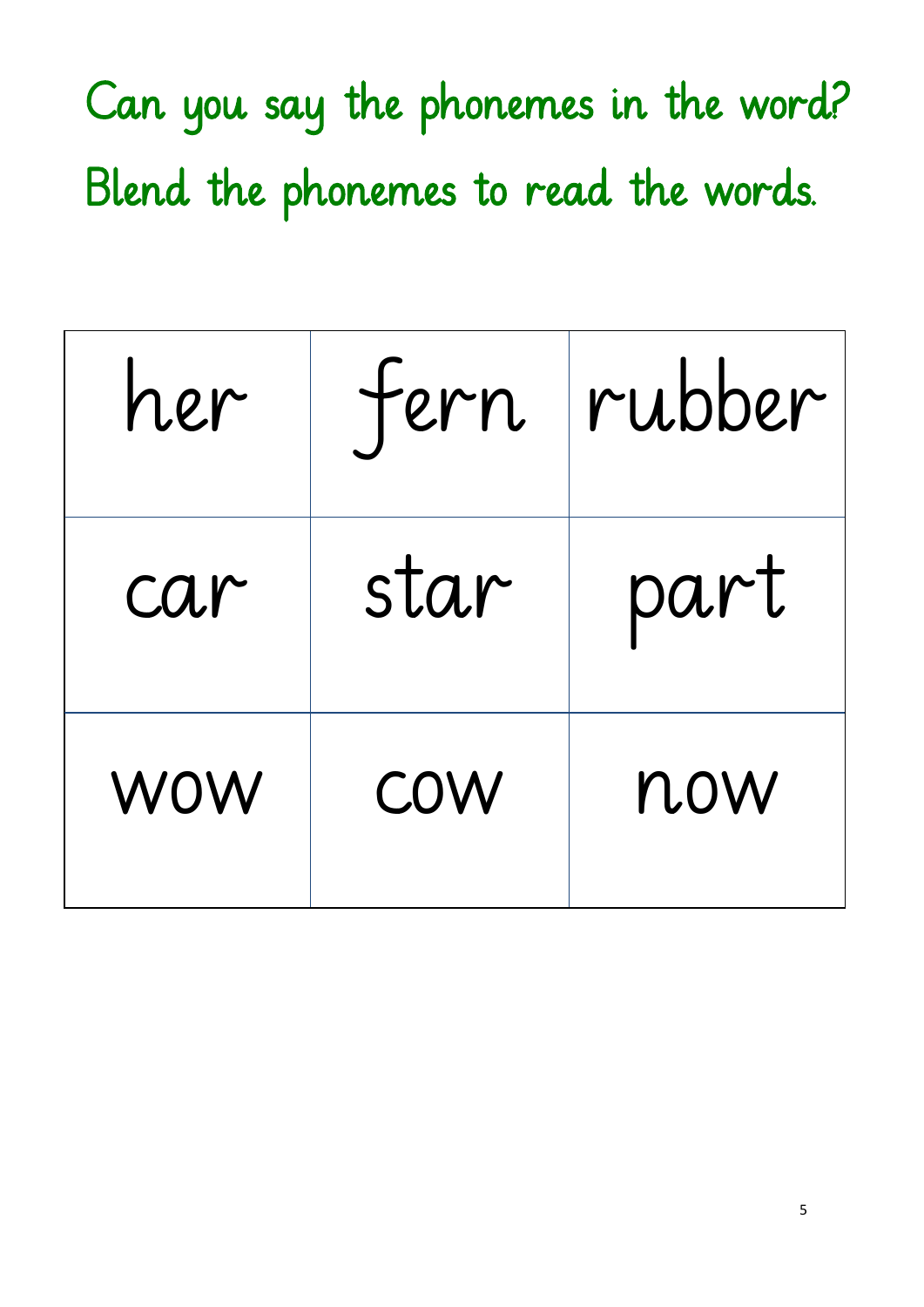Can you say the phonemes in the word?

Blend the phonemes to read the words.

| | | |
|---|---|---|
| her | fern | rubber |
| car | star | part |
| wow | cow | now |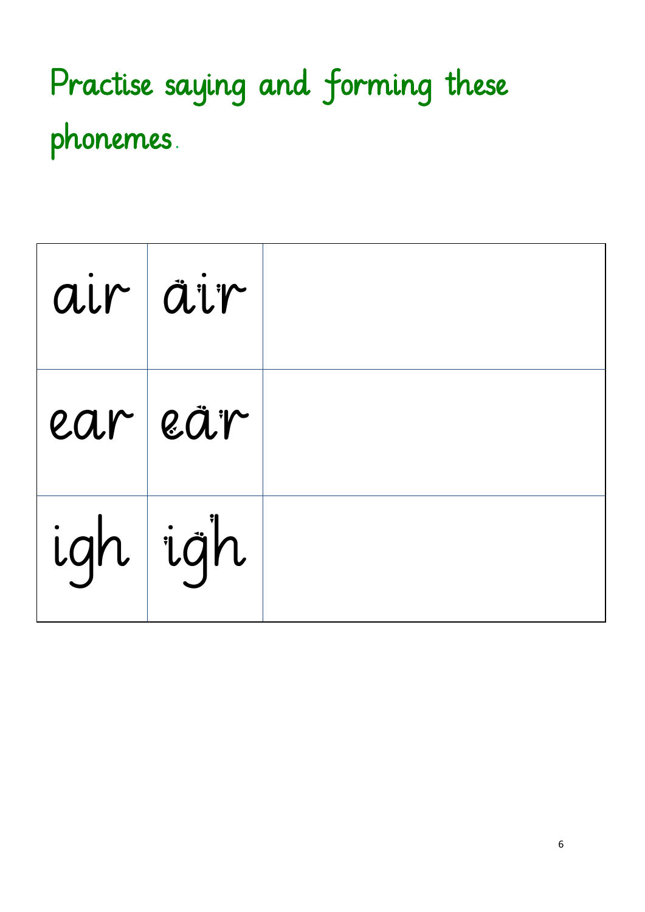Practise saying and forming these phonemes.

| | | |
|---|---|---|
| air | air | |
| ear | ear | |
| igh | igh | |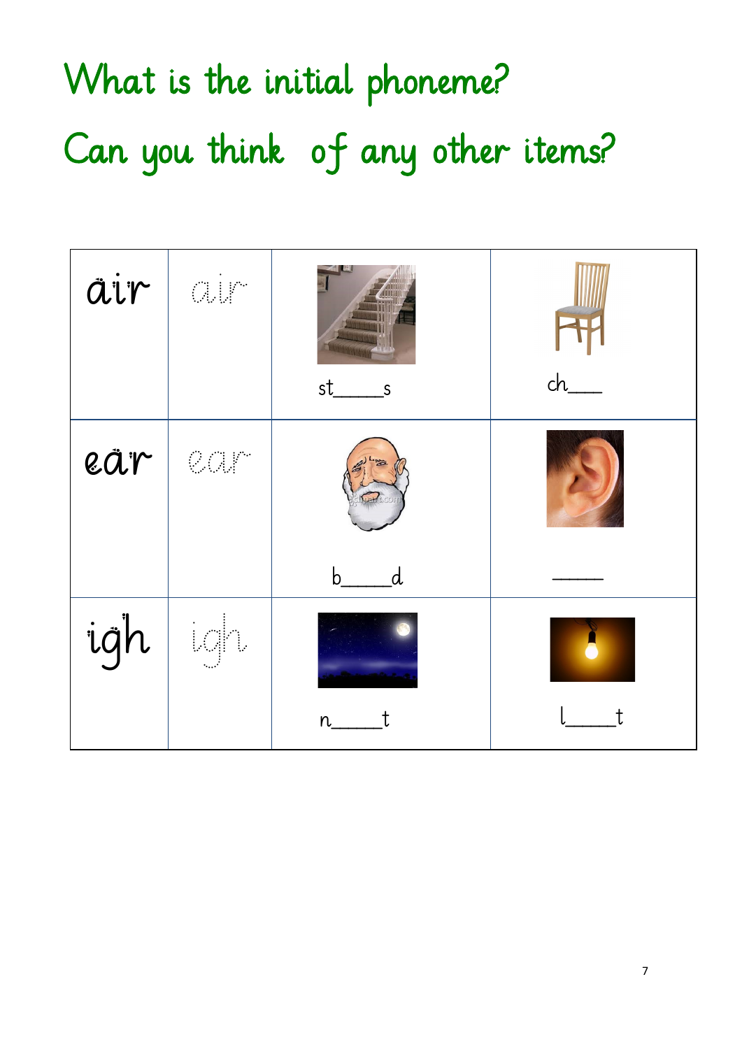# What is the initial phoneme?

# Can you think of any other items?

| | | | |
|---|---|---|---|
| air | air | st____s | ch___ |
| ear | ear | b____d | _____ |
| igh | igh | n____t | l____t |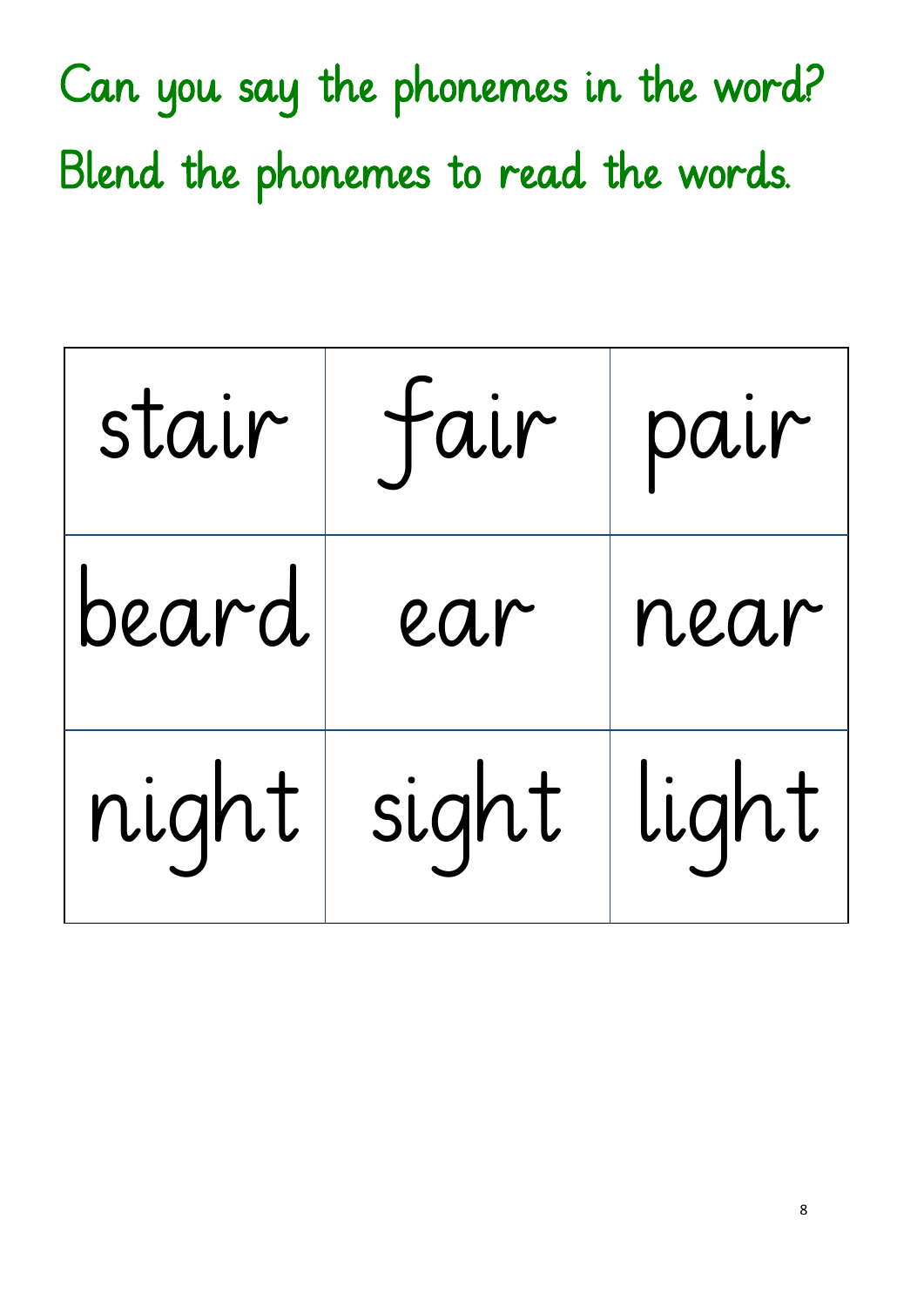Can you say the phonemes in the word?

Blend the phonemes to read the words.

| stair | fair | pair |
| --- | --- | --- |
| beard | ear | near |
| night | sight | light |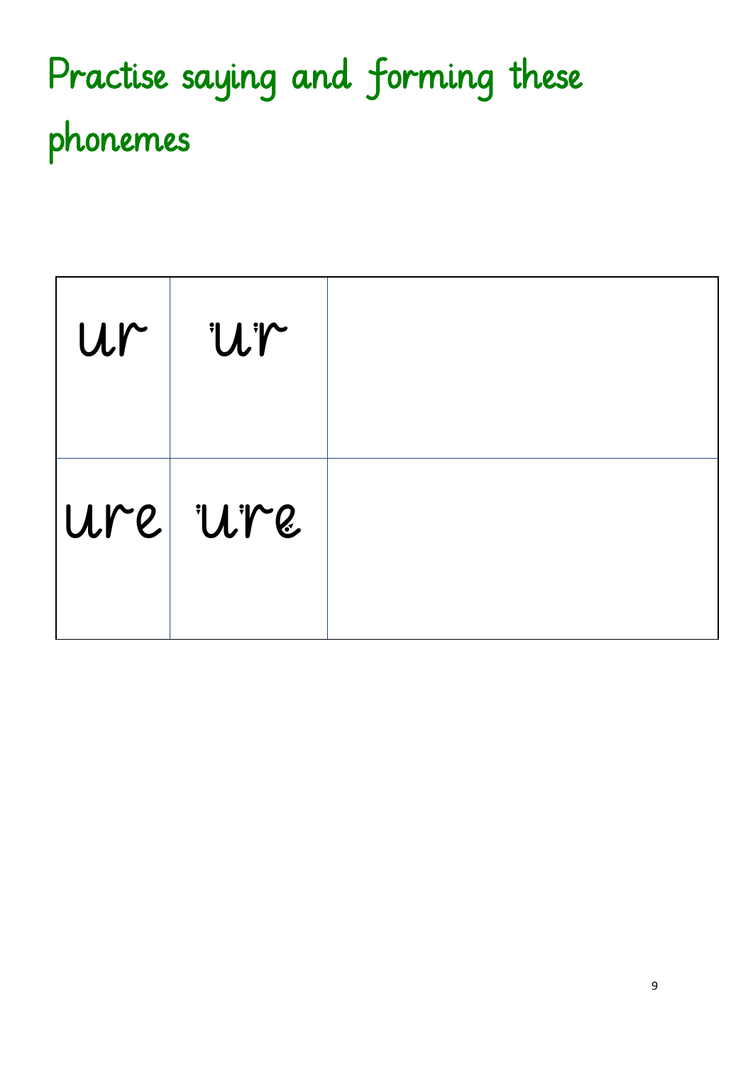# Practise saying and forming these phonemes

| | | |
|---|---|---|
| ur | ur | |
| ure | ure | |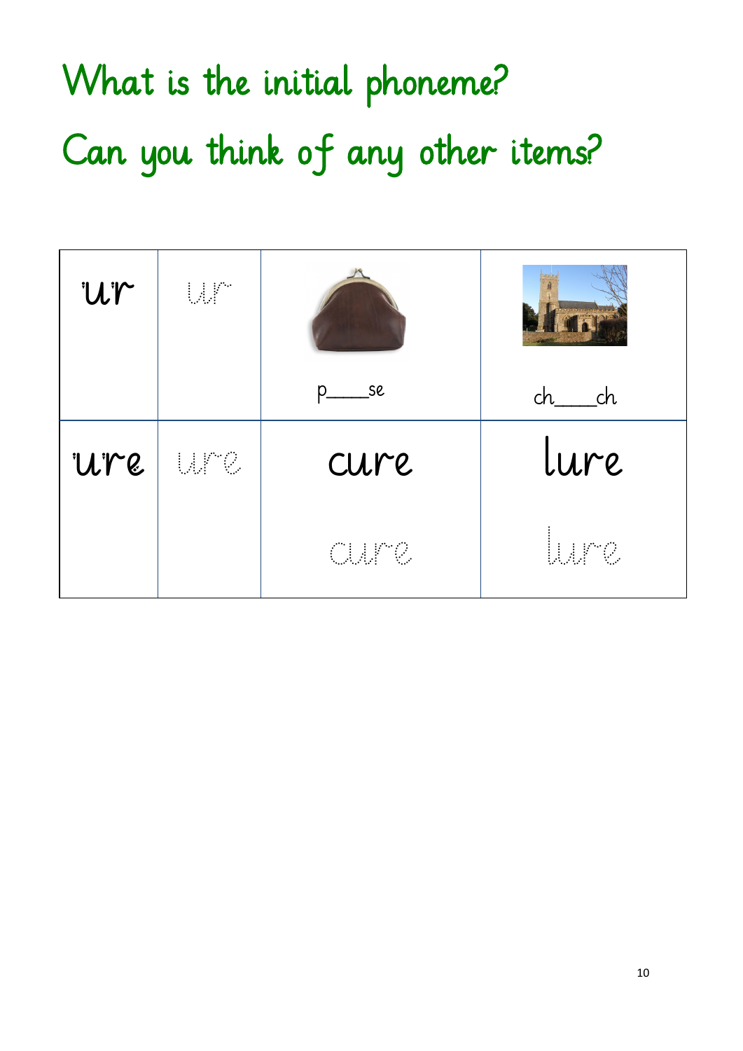# What is the initial phoneme?

# Can you think of any other items?

| ur | ur | p____se | ch____ch |
|---|---|---|---|
| ure | ure | cure<br>cure | lure<br>lure |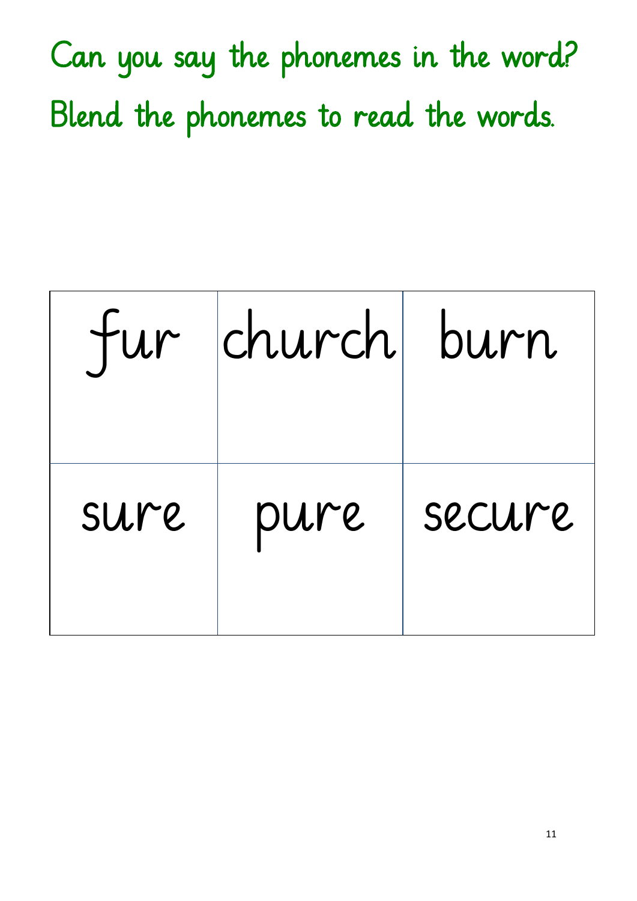Can you say the phonemes in the word?

Blend the phonemes to read the words.

| fur | church | burn |
| --- | --- | --- |
| sure | pure | secure |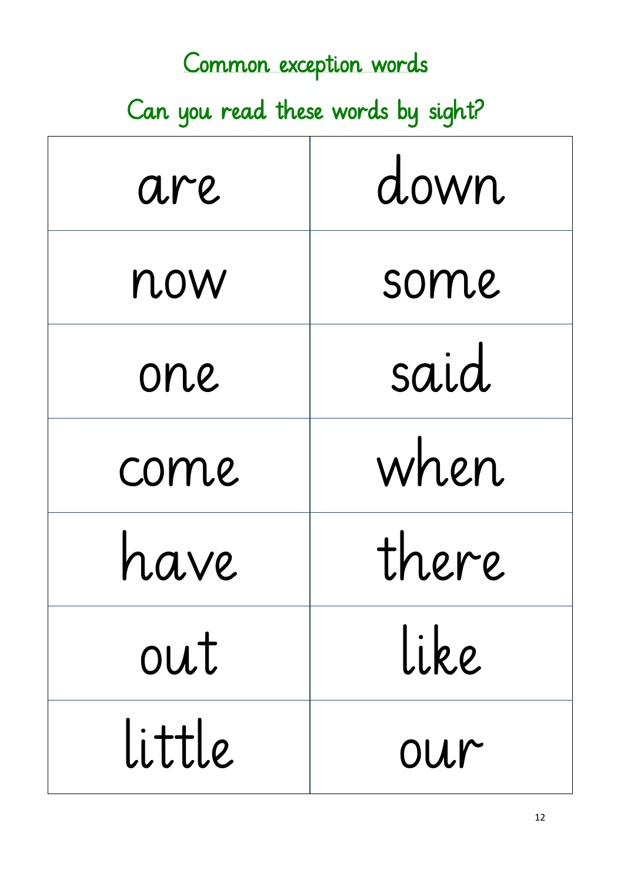# Common exception words

## Can you read these words by sight?

| are | down |
|---|---|
| now | some |
| one | said |
| come | when |
| have | there |
| out | like |
| little | our |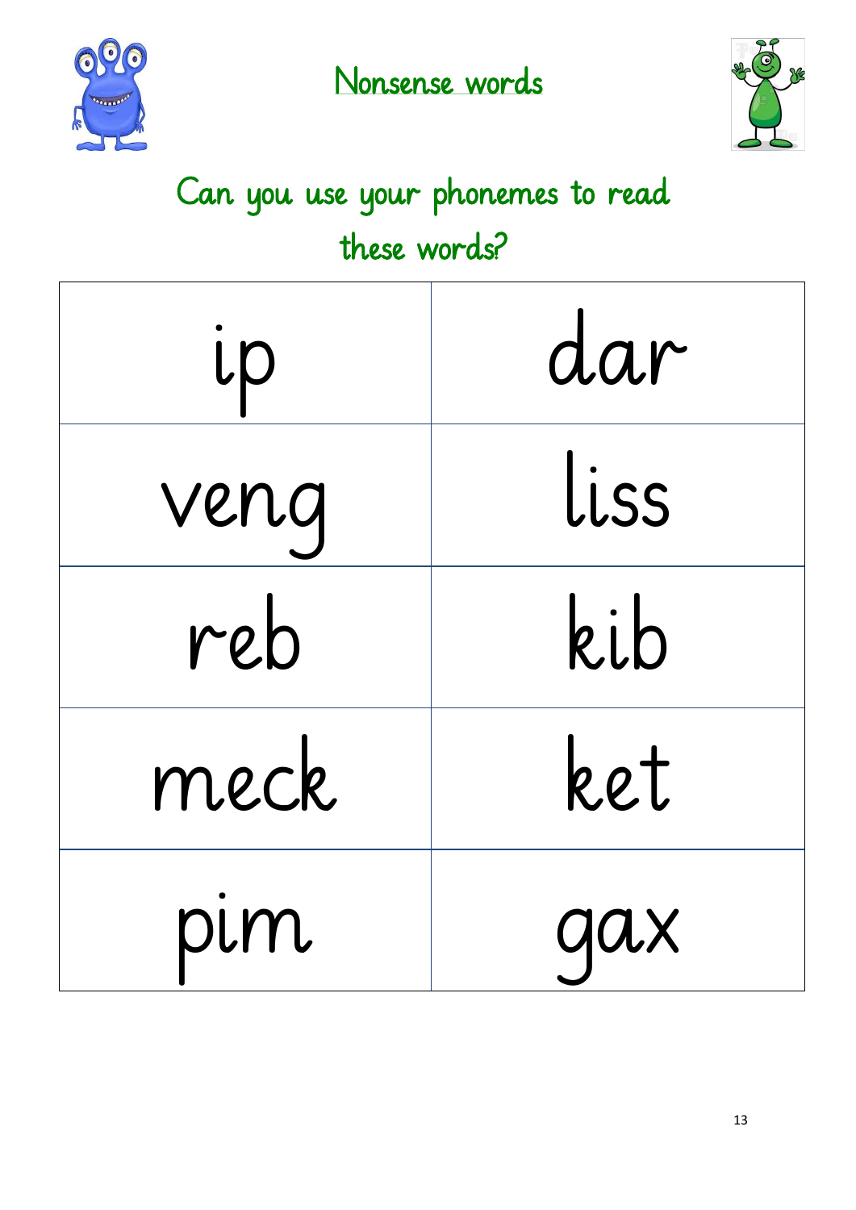# Nonsense words

## Can you use your phonemes to read these words?

| | |
|---|---|
| ip | dar |
| veng | liss |
| reb | kib |
| meck | ket |
| pim | gax |